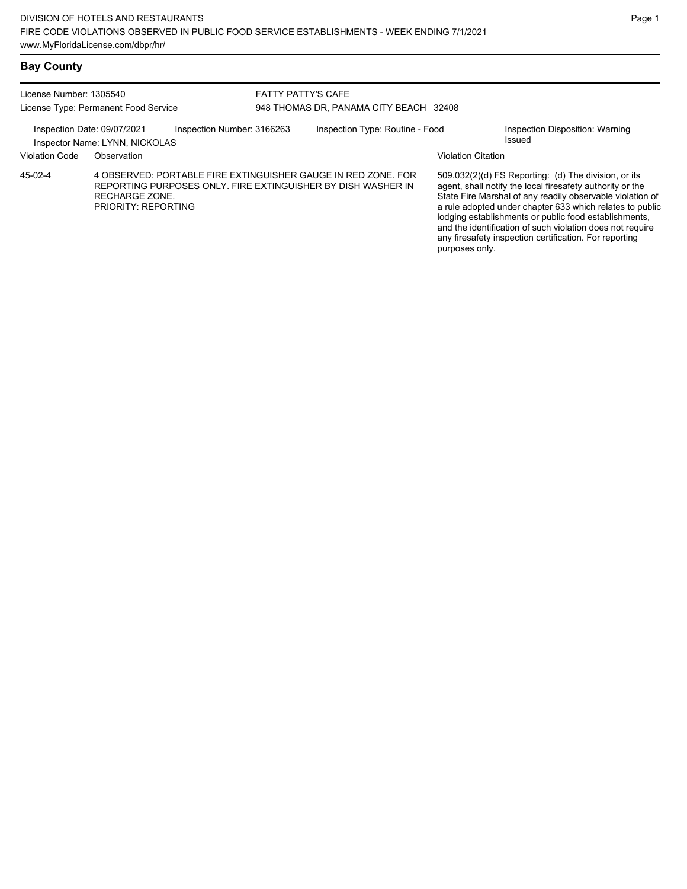## Bay County

License Number: 1305540
License Type: Permanent Food Service

FATTY PATTY'S CAFE
948 THOMAS DR, PANAMA CITY BEACH 32408

Inspection Date: 09/07/2021
Inspector Name: LYNN, NICKOLAS
Inspection Number: 3166263
Inspection Type: Routine - Food
Inspection Disposition: Warning Issued

| Violation Code | Observation | Violation Citation |
| --- | --- | --- |
| 45-02-4 | 4 OBSERVED: PORTABLE FIRE EXTINGUISHER GAUGE IN RED ZONE. FOR REPORTING PURPOSES ONLY. FIRE EXTINGUISHER BY DISH WASHER IN RECHARGE ZONE. PRIORITY: REPORTING | 509.032(2)(d) FS Reporting: (d) The division, or its agent, shall notify the local firesafety authority or the State Fire Marshal of any readily observable violation of a rule adopted under chapter 633 which relates to public lodging establishments or public food establishments, and the identification of such violation does not require any firesafety inspection certification. For reporting purposes only. |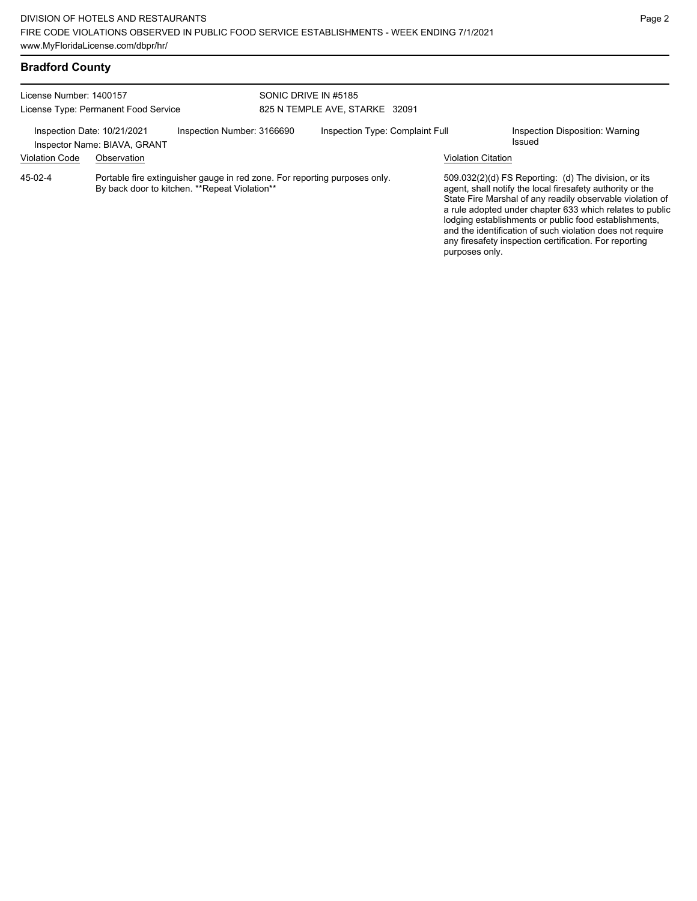## Bradford County

License Number: 1400157
License Type: Permanent Food Service

SONIC DRIVE IN #5185
825 N TEMPLE AVE, STARKE 32091

Inspection Date: 10/21/2021
Inspector Name: BIAVA, GRANT
Inspection Number: 3166690
Inspection Type: Complaint Full
Inspection Disposition: Warning Issued

| Violation Code | Observation | Violation Citation |
|---|---|---|
| 45-02-4 | Portable fire extinguisher gauge in red zone. For reporting purposes only. By back door to kitchen. **Repeat Violation** | 509.032(2)(d) FS Reporting: (d) The division, or its agent, shall notify the local firesafety authority or the State Fire Marshal of any readily observable violation of a rule adopted under chapter 633 which relates to public lodging establishments or public food establishments, and the identification of such violation does not require any firesafety inspection certification. For reporting purposes only. |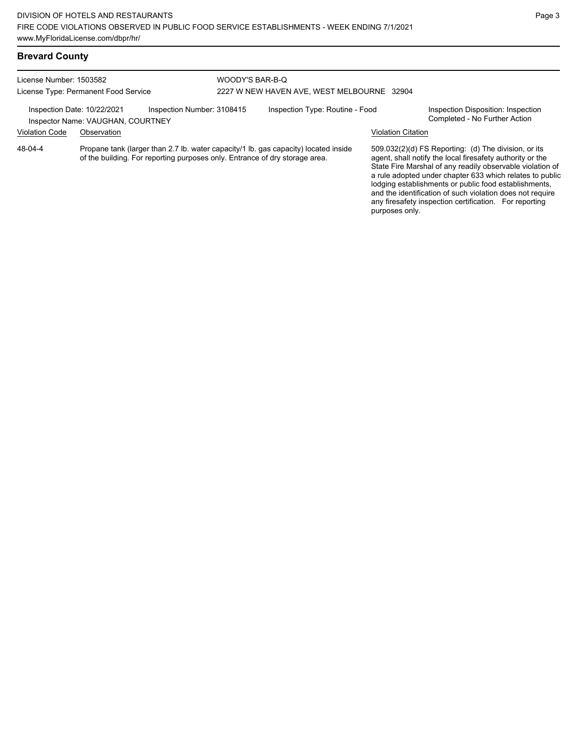## Brevard County

License Number: 1503582
License Type: Permanent Food Service

WOODY'S BAR-B-Q
2227 W NEW HAVEN AVE, WEST MELBOURNE 32904

Inspection Date: 10/22/2021 | Inspection Number: 3108415 | Inspection Type: Routine - Food | Inspection Disposition: Inspection Completed - No Further Action

Inspector Name: VAUGHAN, COURTNEY

| Violation Code | Observation | Violation Citation |
|---|---|---|
| 48-04-4 | Propane tank (larger than 2.7 lb. water capacity/1 lb. gas capacity) located inside of the building. For reporting purposes only. Entrance of dry storage area. | 509.032(2)(d) FS Reporting: (d) The division, or its agent, shall notify the local firesafety authority or the State Fire Marshal of any readily observable violation of a rule adopted under chapter 633 which relates to public lodging establishments or public food establishments, and the identification of such violation does not require any firesafety inspection certification. For reporting purposes only. |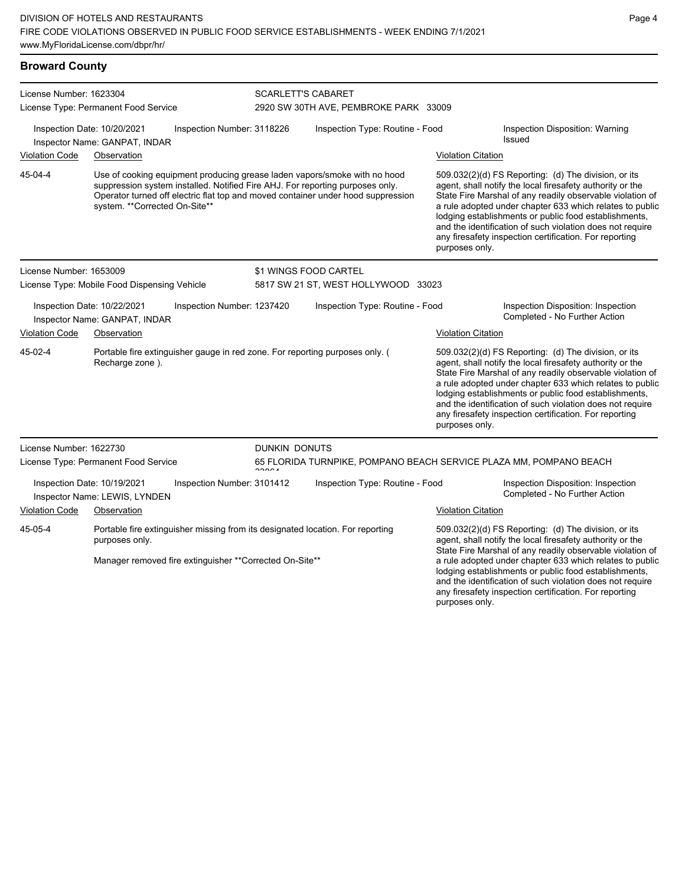## Broward County

**License Number:** 1623304
**License Type:** Permanent Food Service

**SCARLETT'S CABARET**
2920 SW 30TH AVE, PEMBROKE PARK 33009

Inspection Date: 10/20/2021 | Inspection Number: 3118226 | Inspection Type: Routine - Food | Inspection Disposition: Warning Issued
Inspector Name: GANPAT, INDAR

| Violation Code | Observation | Violation Citation |
|---|---|---|
| 45-04-4 | Use of cooking equipment producing grease laden vapors/smoke with no hood suppression system installed. Notified Fire AHJ. For reporting purposes only. Operator turned off electric flat top and moved container under hood suppression system. **Corrected On-Site** | 509.032(2)(d) FS Reporting: (d) The division, or its agent, shall notify the local firesafety authority or the State Fire Marshal of any readily observable violation of a rule adopted under chapter 633 which relates to public lodging establishments or public food establishments, and the identification of such violation does not require any firesafety inspection certification. For reporting purposes only. |

**License Number:** 1653009
**License Type:** Mobile Food Dispensing Vehicle

**$1 WINGS FOOD CARTEL**
5817 SW 21 ST, WEST HOLLYWOOD 33023

Inspection Date: 10/22/2021 | Inspection Number: 1237420 | Inspection Type: Routine - Food | Inspection Disposition: Inspection Completed - No Further Action
Inspector Name: GANPAT, INDAR

| Violation Code | Observation | Violation Citation |
|---|---|---|
| 45-02-4 | Portable fire extinguisher gauge in red zone. For reporting purposes only. ( Recharge zone ). | 509.032(2)(d) FS Reporting: (d) The division, or its agent, shall notify the local firesafety authority or the State Fire Marshal of any readily observable violation of a rule adopted under chapter 633 which relates to public lodging establishments or public food establishments, and the identification of such violation does not require any firesafety inspection certification. For reporting purposes only. |

**License Number:** 1622730
**License Type:** Permanent Food Service

**DUNKIN DONUTS**
65 FLORIDA TURNPIKE, POMPANO BEACH SERVICE PLAZA MM, POMPANO BEACH 33064

Inspection Date: 10/19/2021 | Inspection Number: 3101412 | Inspection Type: Routine - Food | Inspection Disposition: Inspection Completed - No Further Action
Inspector Name: LEWIS, LYNDEN

| Violation Code | Observation | Violation Citation |
|---|---|---|
| 45-05-4 | Portable fire extinguisher missing from its designated location. For reporting purposes only. Manager removed fire extinguisher **Corrected On-Site** | 509.032(2)(d) FS Reporting: (d) The division, or its agent, shall notify the local firesafety authority or the State Fire Marshal of any readily observable violation of a rule adopted under chapter 633 which relates to public lodging establishments or public food establishments, and the identification of such violation does not require any firesafety inspection certification. For reporting purposes only. |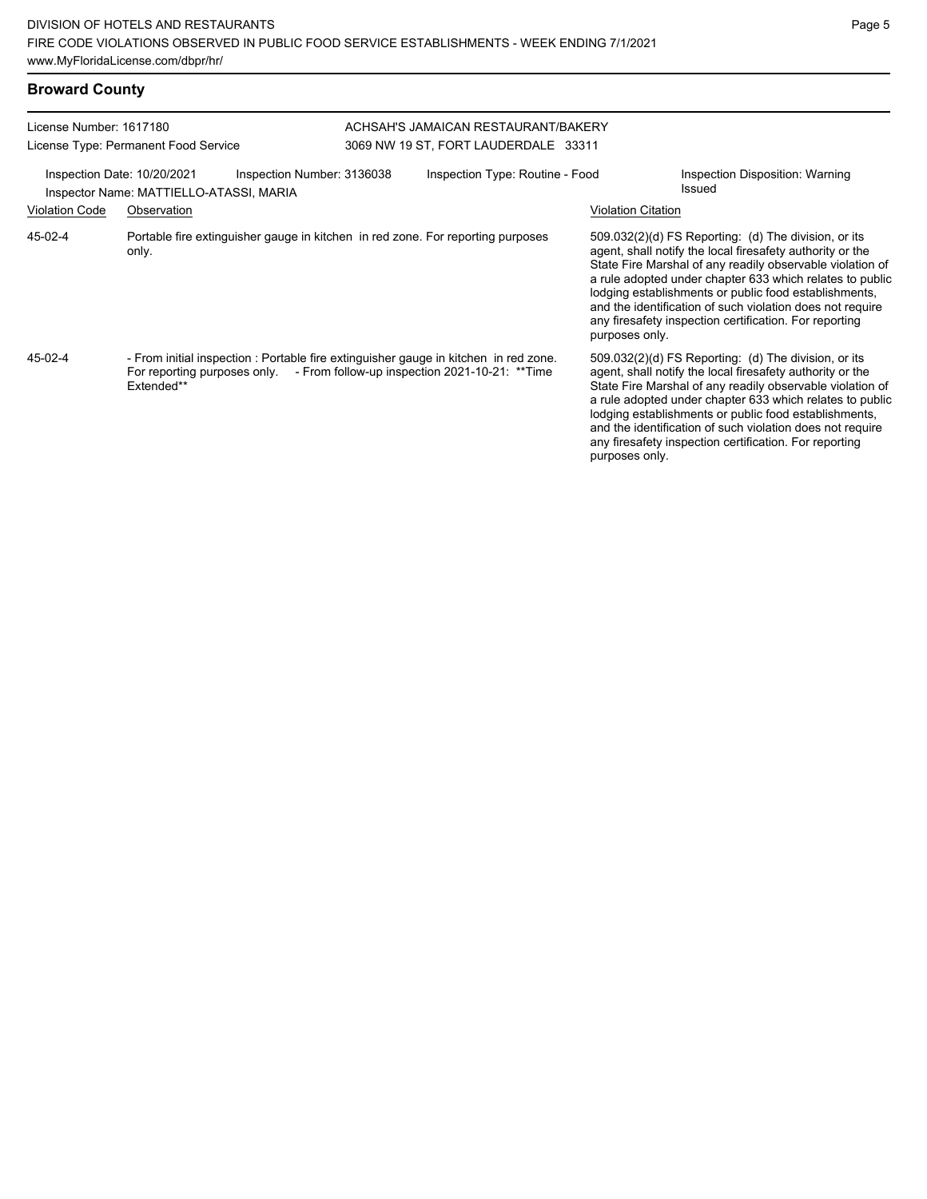## Broward County

License Number: 1617180
License Type: Permanent Food Service

ACHSAH'S JAMAICAN RESTAURANT/BAKERY
3069 NW 19 ST, FORT LAUDERDALE 33311

Inspection Date: 10/20/2021
Inspection Number: 3136038
Inspection Type: Routine - Food
Inspection Disposition: Warning Issued
Inspector Name: MATTIELLO-ATASSI, MARIA

| Violation Code | Observation | Violation Citation |
| --- | --- | --- |
| 45-02-4 | Portable fire extinguisher gauge in kitchen in red zone. For reporting purposes only. | 509.032(2)(d) FS Reporting: (d) The division, or its agent, shall notify the local firesafety authority or the State Fire Marshal of any readily observable violation of a rule adopted under chapter 633 which relates to public lodging establishments or public food establishments, and the identification of such violation does not require any firesafety inspection certification. For reporting purposes only. |
| 45-02-4 | - From initial inspection : Portable fire extinguisher gauge in kitchen in red zone. For reporting purposes only. - From follow-up inspection 2021-10-21: **Time Extended** | 509.032(2)(d) FS Reporting: (d) The division, or its agent, shall notify the local firesafety authority or the State Fire Marshal of any readily observable violation of a rule adopted under chapter 633 which relates to public lodging establishments or public food establishments, and the identification of such violation does not require any firesafety inspection certification. For reporting purposes only. |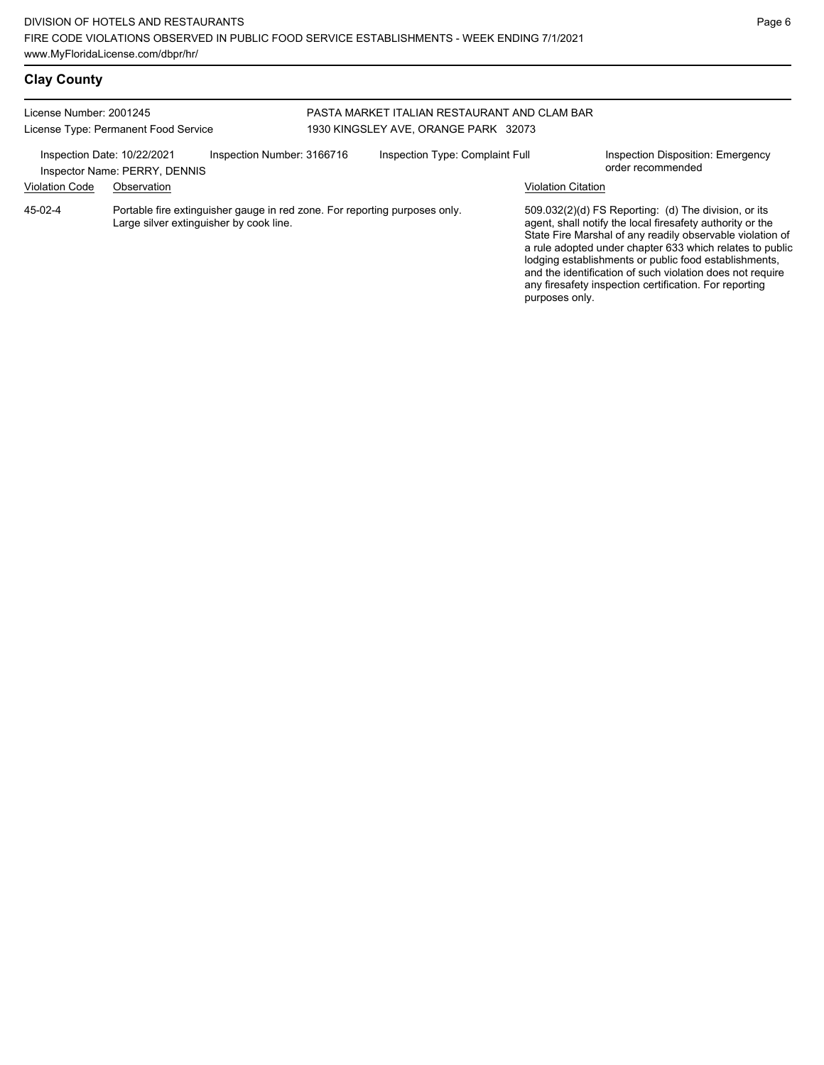## Clay County

License Number: 2001245
License Type: Permanent Food Service

PASTA MARKET ITALIAN RESTAURANT AND CLAM BAR
1930 KINGSLEY AVE, ORANGE PARK 32073

Inspection Date: 10/22/2021
Inspector Name: PERRY, DENNIS
Inspection Number: 3166716
Inspection Type: Complaint Full
Inspection Disposition: Emergency order recommended

| Violation Code | Observation | Violation Citation |
| --- | --- | --- |
| 45-02-4 | Portable fire extinguisher gauge in red zone. For reporting purposes only. Large silver extinguisher by cook line. | 509.032(2)(d) FS Reporting: (d) The division, or its agent, shall notify the local firesafety authority or the State Fire Marshal of any readily observable violation of a rule adopted under chapter 633 which relates to public lodging establishments or public food establishments, and the identification of such violation does not require any firesafety inspection certification. For reporting purposes only. |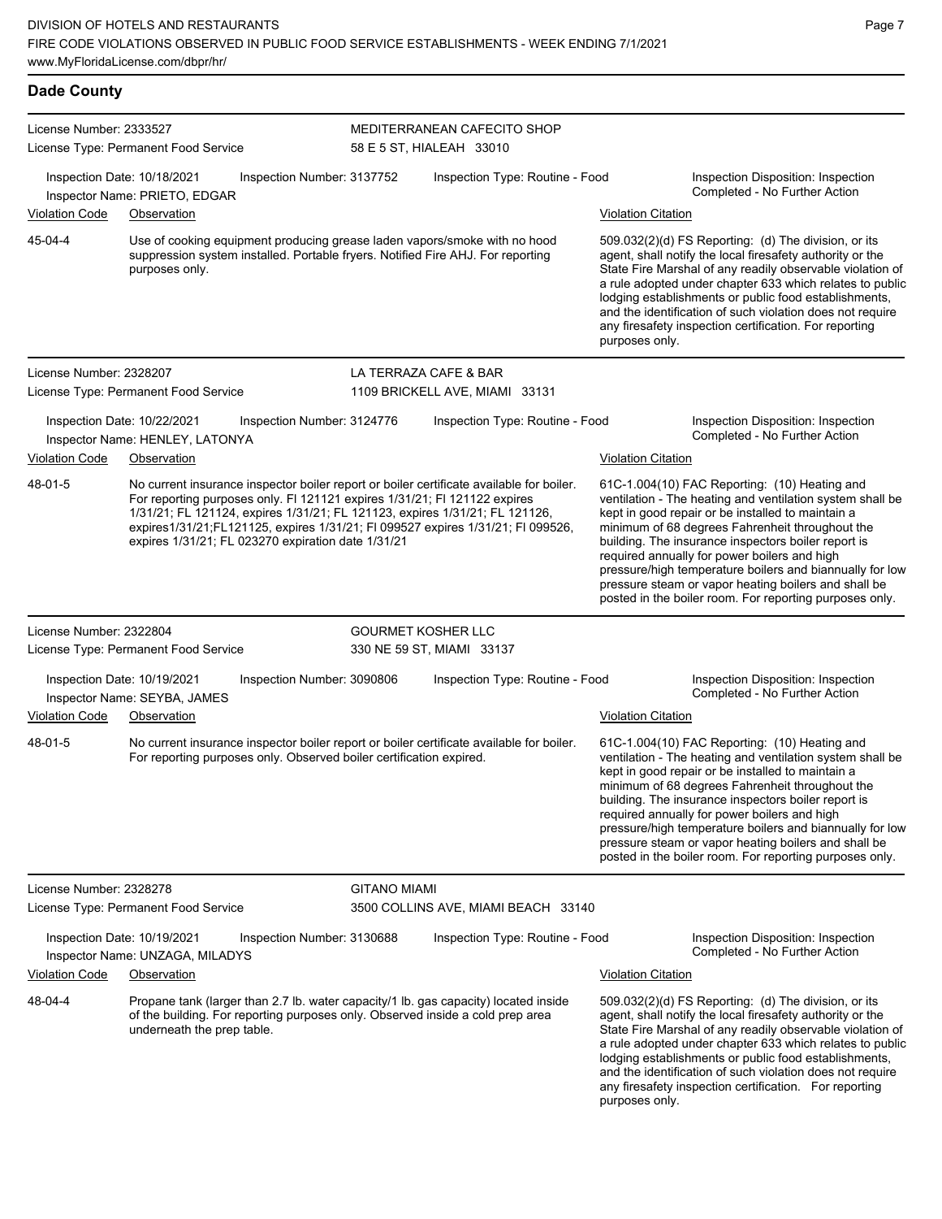## Dade County

**License Number:** 2333527
**License Type:** Permanent Food Service

**MEDITERRANEAN CAFECITO SHOP**
58 E 5 ST, HIALEAH 33010

Inspection Date: 10/18/2021 | Inspection Number: 3137752 | Inspection Type: Routine - Food | Inspection Disposition: Inspection Completed - No Further Action
Inspector Name: PRIETO, EDGAR

| Violation Code | Observation | Violation Citation |
|---|---|---|
| 45-04-4 | Use of cooking equipment producing grease laden vapors/smoke with no hood suppression system installed. Portable fryers. Notified Fire AHJ. For reporting purposes only. | 509.032(2)(d) FS Reporting: (d) The division, or its agent, shall notify the local firesafety authority or the State Fire Marshal of any readily observable violation of a rule adopted under chapter 633 which relates to public lodging establishments or public food establishments, and the identification of such violation does not require any firesafety inspection certification. For reporting purposes only. |

---

**License Number:** 2328207
**License Type:** Permanent Food Service

**LA TERRAZA CAFE & BAR**
1109 BRICKELL AVE, MIAMI 33131

Inspection Date: 10/22/2021 | Inspection Number: 3124776 | Inspection Type: Routine - Food | Inspection Disposition: Inspection Completed - No Further Action
Inspector Name: HENLEY, LATONYA

| Violation Code | Observation | Violation Citation |
|---|---|---|
| 48-01-5 | No current insurance inspector boiler report or boiler certificate available for boiler. For reporting purposes only. Fl 121121 expires 1/31/21; Fl 121122 expires 1/31/21; FL 121124, expires 1/31/21; FL 121123, expires 1/31/21; FL 121126, expires1/31/21;FL121125, expires 1/31/21; Fl 099527 expires 1/31/21; Fl 099526, expires 1/31/21; FL 023270 expiration date 1/31/21 | 61C-1.004(10) FAC Reporting: (10) Heating and ventilation - The heating and ventilation system shall be kept in good repair or be installed to maintain a minimum of 68 degrees Fahrenheit throughout the building. The insurance inspectors boiler report is required annually for power boilers and high pressure/high temperature boilers and biannually for low pressure steam or vapor heating boilers and shall be posted in the boiler room. For reporting purposes only. |

---

**License Number:** 2322804
**License Type:** Permanent Food Service

**GOURMET KOSHER LLC**
330 NE 59 ST, MIAMI 33137

Inspection Date: 10/19/2021 | Inspection Number: 3090806 | Inspection Type: Routine - Food | Inspection Disposition: Inspection Completed - No Further Action
Inspector Name: SEYBA, JAMES

| Violation Code | Observation | Violation Citation |
|---|---|---|
| 48-01-5 | No current insurance inspector boiler report or boiler certificate available for boiler. For reporting purposes only. Observed boiler certification expired. | 61C-1.004(10) FAC Reporting: (10) Heating and ventilation - The heating and ventilation system shall be kept in good repair or be installed to maintain a minimum of 68 degrees Fahrenheit throughout the building. The insurance inspectors boiler report is required annually for power boilers and high pressure/high temperature boilers and biannually for low pressure steam or vapor heating boilers and shall be posted in the boiler room. For reporting purposes only. |

---

**License Number:** 2328278
**License Type:** Permanent Food Service

**GITANO MIAMI**
3500 COLLINS AVE, MIAMI BEACH 33140

Inspection Date: 10/19/2021 | Inspection Number: 3130688 | Inspection Type: Routine - Food | Inspection Disposition: Inspection Completed - No Further Action
Inspector Name: UNZAGA, MILADYS

| Violation Code | Observation | Violation Citation |
|---|---|---|
| 48-04-4 | Propane tank (larger than 2.7 lb. water capacity/1 lb. gas capacity) located inside of the building. For reporting purposes only. Observed inside a cold prep area underneath the prep table. | 509.032(2)(d) FS Reporting: (d) The division, or its agent, shall notify the local firesafety authority or the State Fire Marshal of any readily observable violation of a rule adopted under chapter 633 which relates to public lodging establishments or public food establishments, and the identification of such violation does not require any firesafety inspection certification. For reporting purposes only. |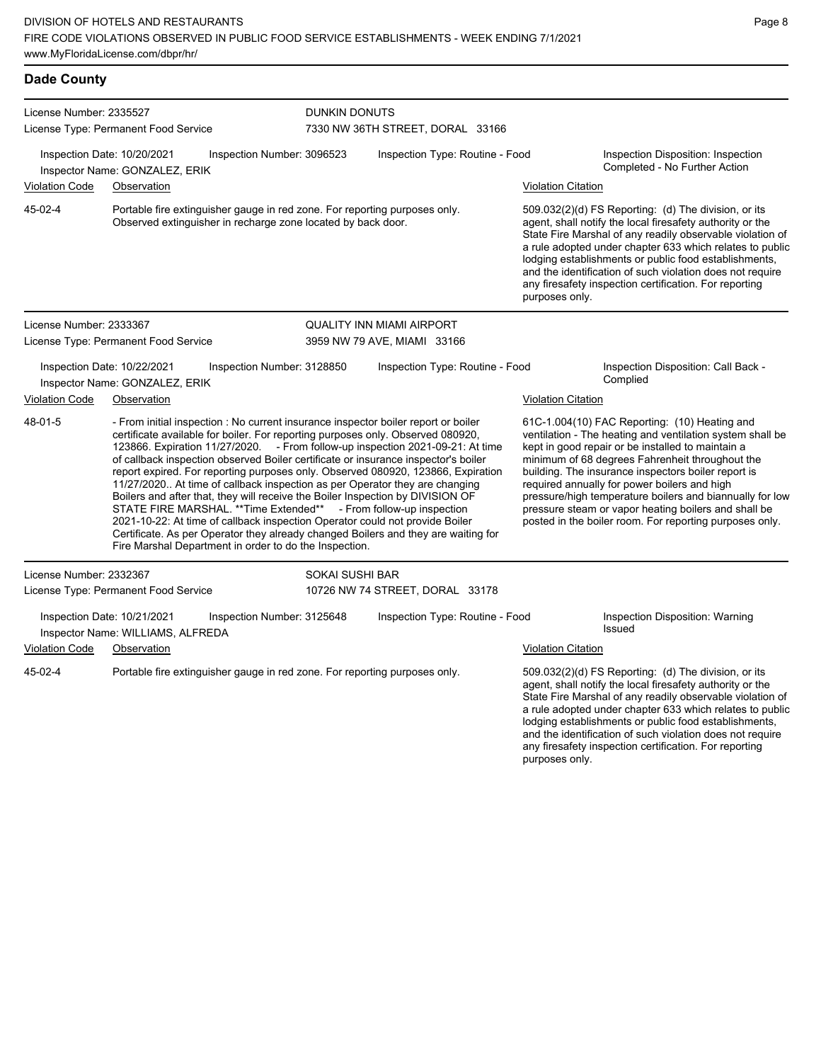## Dade County

**License Number:** 2335527
**License Type:** Permanent Food Service
**DUNKIN DONUTS**
7330 NW 36TH STREET, DORAL 33166

Inspection Date: 10/20/2021
Inspection Number: 3096523
Inspection Type: Routine - Food
Inspection Disposition: Inspection Completed - No Further Action
Inspector Name: GONZALEZ, ERIK

| Violation Code | Observation | Violation Citation |
|---|---|---|
| 45-02-4 | Portable fire extinguisher gauge in red zone. For reporting purposes only. Observed extinguisher in recharge zone located by back door. | 509.032(2)(d) FS Reporting: (d) The division, or its agent, shall notify the local firesafety authority or the State Fire Marshal of any readily observable violation of a rule adopted under chapter 633 which relates to public lodging establishments or public food establishments, and the identification of such violation does not require any firesafety inspection certification. For reporting purposes only. |

**License Number:** 2333367
**License Type:** Permanent Food Service
**QUALITY INN MIAMI AIRPORT**
3959 NW 79 AVE, MIAMI 33166

Inspection Date: 10/22/2021
Inspection Number: 3128850
Inspection Type: Routine - Food
Inspection Disposition: Call Back - Complied
Inspector Name: GONZALEZ, ERIK

| Violation Code | Observation | Violation Citation |
|---|---|---|
| 48-01-5 | - From initial inspection : No current insurance inspector boiler report or boiler certificate available for boiler. For reporting purposes only. Observed 080920, 123866. Expiration 11/27/2020. - From follow-up inspection 2021-09-21: At time of callback inspection observed Boiler certificate or insurance inspector's boiler report expired. For reporting purposes only. Observed 080920, 123866, Expiration 11/27/2020.. At time of callback inspection as per Operator they are changing Boilers and after that, they will receive the Boiler Inspection by DIVISION OF STATE FIRE MARSHAL. **Time Extended** - From follow-up inspection 2021-10-22: At time of callback inspection Operator could not provide Boiler Certificate. As per Operator they already changed Boilers and they are waiting for Fire Marshal Department in order to do the Inspection. | 61C-1.004(10) FAC Reporting: (10) Heating and ventilation - The heating and ventilation system shall be kept in good repair or be installed to maintain a minimum of 68 degrees Fahrenheit throughout the building. The insurance inspectors boiler report is required annually for power boilers and high pressure/high temperature boilers and biannually for low pressure steam or vapor heating boilers and shall be posted in the boiler room. For reporting purposes only. |

**License Number:** 2332367
**License Type:** Permanent Food Service
**SOKAI SUSHI BAR**
10726 NW 74 STREET, DORAL 33178

Inspection Date: 10/21/2021
Inspection Number: 3125648
Inspection Type: Routine - Food
Inspection Disposition: Warning Issued
Inspector Name: WILLIAMS, ALFREDA

| Violation Code | Observation | Violation Citation |
|---|---|---|
| 45-02-4 | Portable fire extinguisher gauge in red zone. For reporting purposes only. | 509.032(2)(d) FS Reporting: (d) The division, or its agent, shall notify the local firesafety authority or the State Fire Marshal of any readily observable violation of a rule adopted under chapter 633 which relates to public lodging establishments or public food establishments, and the identification of such violation does not require any firesafety inspection certification. For reporting purposes only. |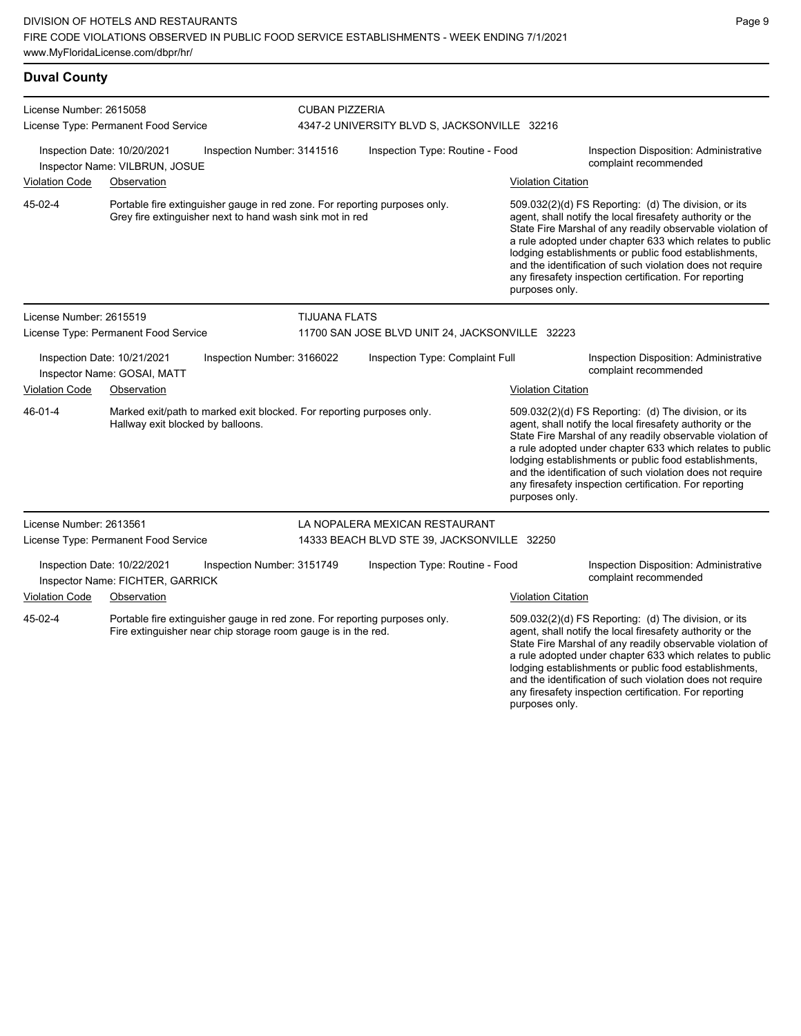## Duval County

**License Number:** 2615058
**License Type:** Permanent Food Service
**CUBAN PIZZERIA**
4347-2 UNIVERSITY BLVD S, JACKSONVILLE 32216

**Inspection Date:** 10/20/2021
**Inspection Number:** 3141516
**Inspection Type:** Routine - Food
**Inspection Disposition:** Administrative complaint recommended
**Inspector Name:** VILBRUN, JOSUE

| Violation Code | Observation | Violation Citation |
| --- | --- | --- |
| 45-02-4 | Portable fire extinguisher gauge in red zone. For reporting purposes only. Grey fire extinguisher next to hand wash sink mot in red | 509.032(2)(d) FS Reporting: (d) The division, or its agent, shall notify the local firesafety authority or the State Fire Marshal of any readily observable violation of a rule adopted under chapter 633 which relates to public lodging establishments or public food establishments, and the identification of such violation does not require any firesafety inspection certification. For reporting purposes only. |

---

**License Number:** 2615519
**License Type:** Permanent Food Service
**TIJUANA FLATS**
11700 SAN JOSE BLVD UNIT 24, JACKSONVILLE 32223

**Inspection Date:** 10/21/2021
**Inspection Number:** 3166022
**Inspection Type:** Complaint Full
**Inspection Disposition:** Administrative complaint recommended
**Inspector Name:** GOSAI, MATT

| Violation Code | Observation | Violation Citation |
| --- | --- | --- |
| 46-01-4 | Marked exit/path to marked exit blocked. For reporting purposes only. Hallway exit blocked by balloons. | 509.032(2)(d) FS Reporting: (d) The division, or its agent, shall notify the local firesafety authority or the State Fire Marshal of any readily observable violation of a rule adopted under chapter 633 which relates to public lodging establishments or public food establishments, and the identification of such violation does not require any firesafety inspection certification. For reporting purposes only. |

---

**License Number:** 2613561
**License Type:** Permanent Food Service
**LA NOPALERA MEXICAN RESTAURANT**
14333 BEACH BLVD STE 39, JACKSONVILLE 32250

**Inspection Date:** 10/22/2021
**Inspection Number:** 3151749
**Inspection Type:** Routine - Food
**Inspection Disposition:** Administrative complaint recommended
**Inspector Name:** FICHTER, GARRICK

| Violation Code | Observation | Violation Citation |
| --- | --- | --- |
| 45-02-4 | Portable fire extinguisher gauge in red zone. For reporting purposes only. Fire extinguisher near chip storage room gauge is in the red. | 509.032(2)(d) FS Reporting: (d) The division, or its agent, shall notify the local firesafety authority or the State Fire Marshal of any readily observable violation of a rule adopted under chapter 633 which relates to public lodging establishments or public food establishments, and the identification of such violation does not require any firesafety inspection certification. For reporting purposes only. |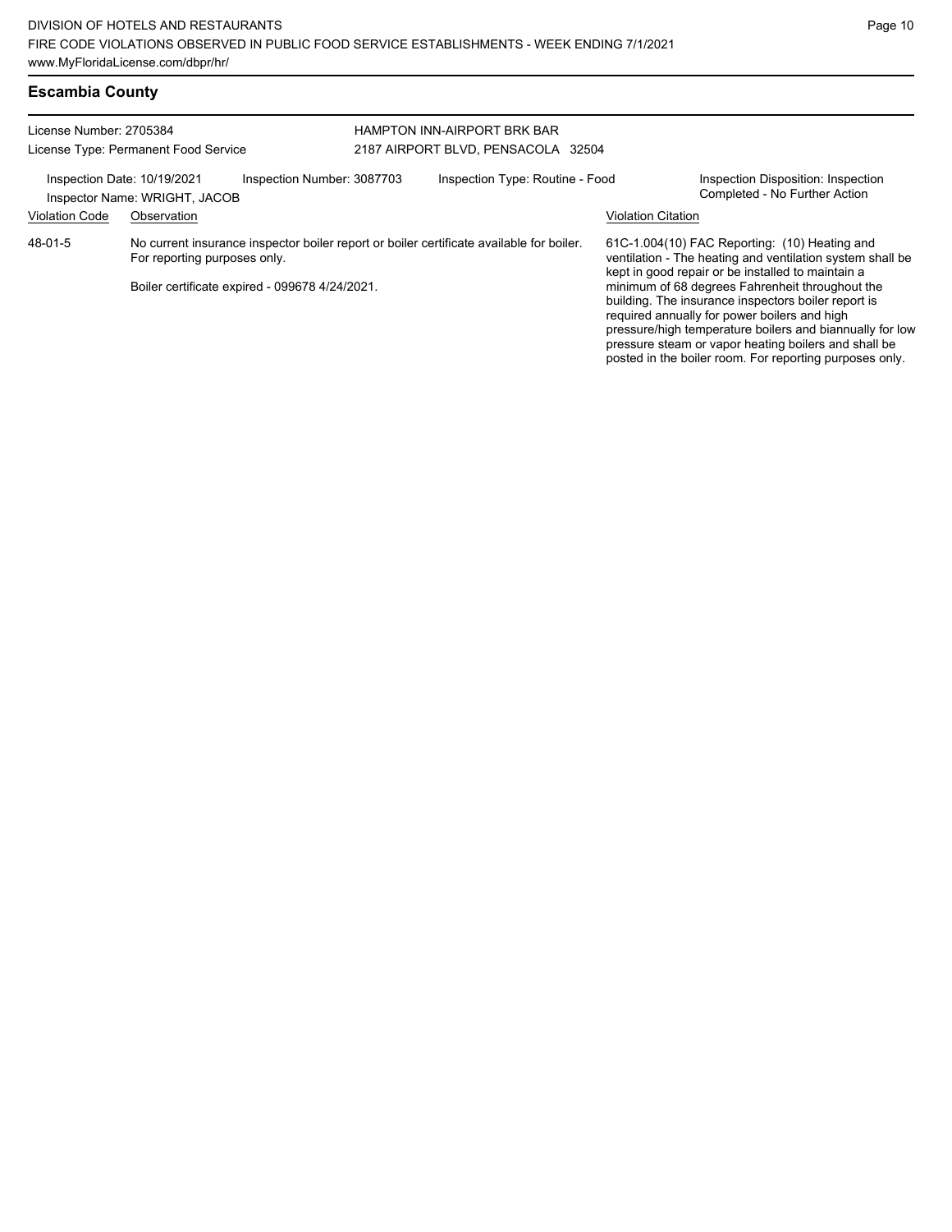## Escambia County

License Number: 2705384
License Type: Permanent Food Service

HAMPTON INN-AIRPORT BRK BAR
2187 AIRPORT BLVD, PENSACOLA 32504

Inspection Date: 10/19/2021
Inspector Name: WRIGHT, JACOB
Inspection Number: 3087703
Inspection Type: Routine - Food
Inspection Disposition: Inspection Completed - No Further Action

| Violation Code | Observation | Violation Citation |
| --- | --- | --- |
| 48-01-5 | No current insurance inspector boiler report or boiler certificate available for boiler. For reporting purposes only. Boiler certificate expired - 099678 4/24/2021. | 61C-1.004(10) FAC Reporting: (10) Heating and ventilation - The heating and ventilation system shall be kept in good repair or be installed to maintain a minimum of 68 degrees Fahrenheit throughout the building. The insurance inspectors boiler report is required annually for power boilers and high pressure/high temperature boilers and biannually for low pressure steam or vapor heating boilers and shall be posted in the boiler room. For reporting purposes only. |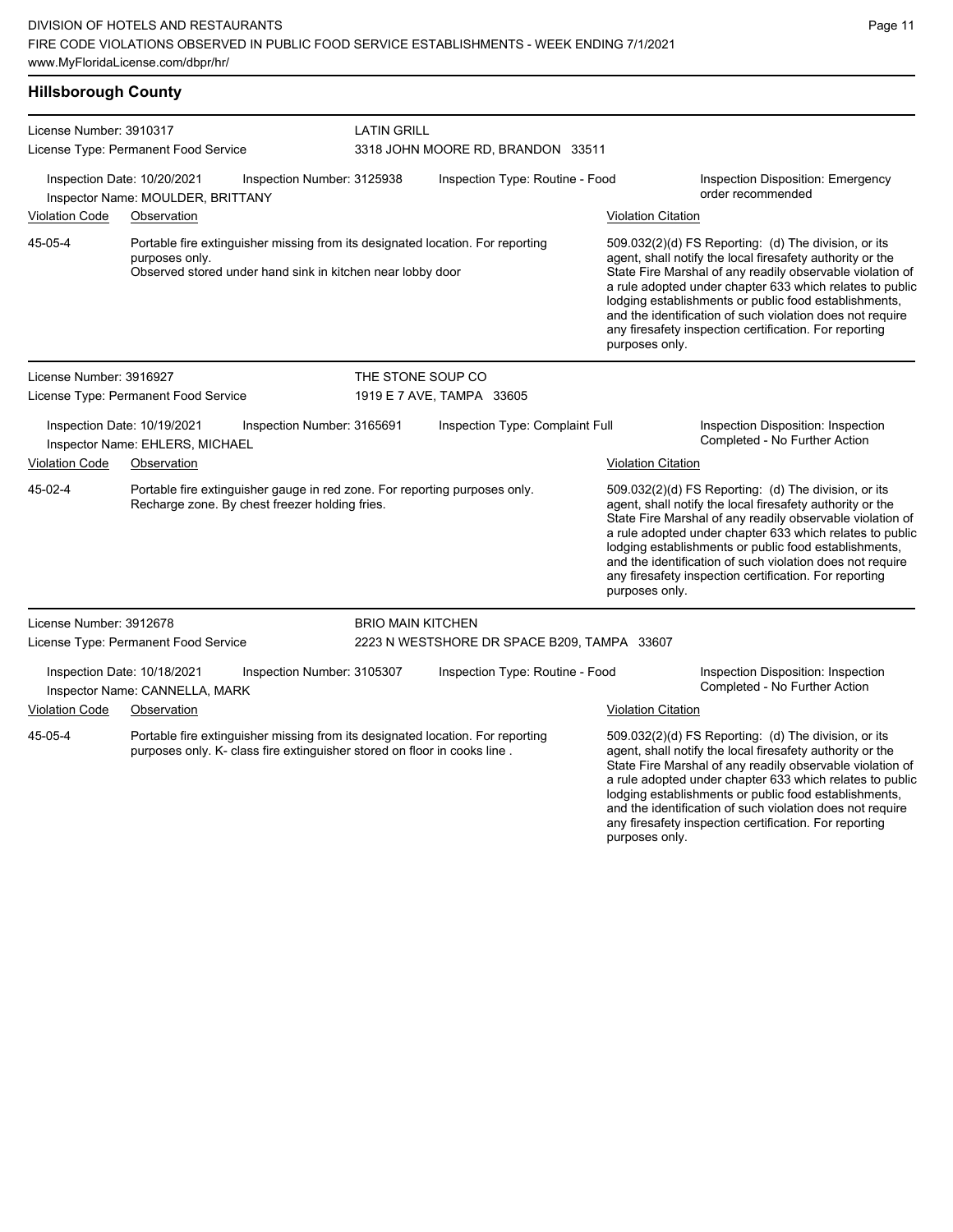## Hillsborough County

**License Number:** 3910317
**License Type:** Permanent Food Service

**LATIN GRILL**
3318 JOHN MOORE RD, BRANDON 33511

Inspection Date: 10/20/2021 | Inspection Number: 3125938 | Inspection Type: Routine - Food | Inspection Disposition: Emergency order recommended
Inspector Name: MOULDER, BRITTANY

| Violation Code | Observation | Violation Citation |
| --- | --- | --- |
| 45-05-4 | Portable fire extinguisher missing from its designated location. For reporting purposes only. Observed stored under hand sink in kitchen near lobby door | 509.032(2)(d) FS Reporting: (d) The division, or its agent, shall notify the local firesafety authority or the State Fire Marshal of any readily observable violation of a rule adopted under chapter 633 which relates to public lodging establishments or public food establishments, and the identification of such violation does not require any firesafety inspection certification. For reporting purposes only. |

**License Number:** 3916927
**License Type:** Permanent Food Service

**THE STONE SOUP CO**
1919 E 7 AVE, TAMPA 33605

Inspection Date: 10/19/2021 | Inspection Number: 3165691 | Inspection Type: Complaint Full | Inspection Disposition: Inspection Completed - No Further Action
Inspector Name: EHLERS, MICHAEL

| Violation Code | Observation | Violation Citation |
| --- | --- | --- |
| 45-02-4 | Portable fire extinguisher gauge in red zone. For reporting purposes only. Recharge zone. By chest freezer holding fries. | 509.032(2)(d) FS Reporting: (d) The division, or its agent, shall notify the local firesafety authority or the State Fire Marshal of any readily observable violation of a rule adopted under chapter 633 which relates to public lodging establishments or public food establishments, and the identification of such violation does not require any firesafety inspection certification. For reporting purposes only. |

**License Number:** 3912678
**License Type:** Permanent Food Service

**BRIO MAIN KITCHEN**
2223 N WESTSHORE DR SPACE B209, TAMPA 33607

Inspection Date: 10/18/2021 | Inspection Number: 3105307 | Inspection Type: Routine - Food | Inspection Disposition: Inspection Completed - No Further Action
Inspector Name: CANNELLA, MARK

| Violation Code | Observation | Violation Citation |
| --- | --- | --- |
| 45-05-4 | Portable fire extinguisher missing from its designated location. For reporting purposes only. K- class fire extinguisher stored on floor in cooks line . | 509.032(2)(d) FS Reporting: (d) The division, or its agent, shall notify the local firesafety authority or the State Fire Marshal of any readily observable violation of a rule adopted under chapter 633 which relates to public lodging establishments or public food establishments, and the identification of such violation does not require any firesafety inspection certification. For reporting purposes only. |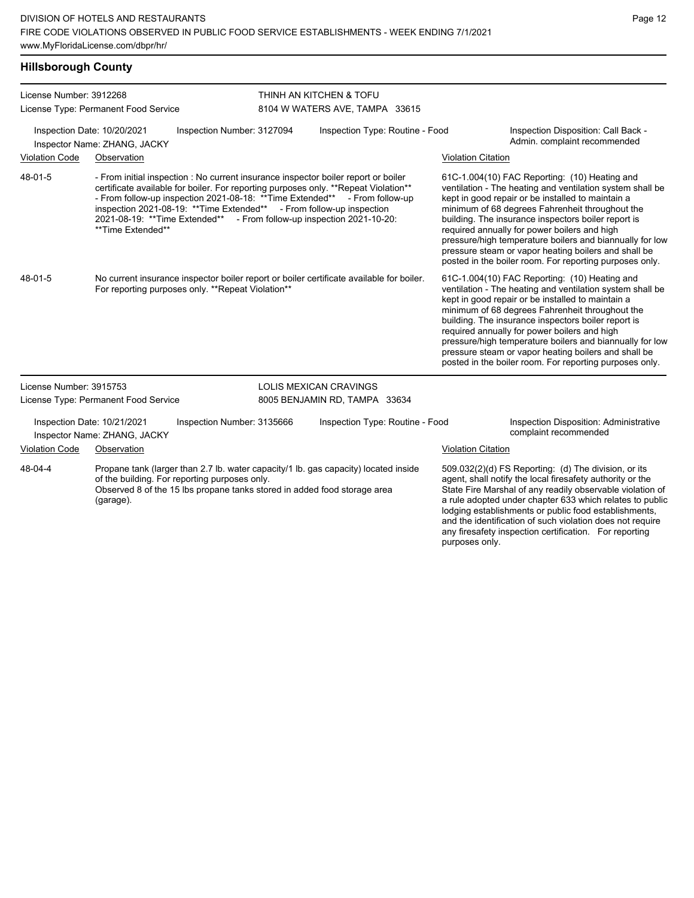## Hillsborough County

**License Number:** 3912268
**License Type:** Permanent Food Service

**THINH AN KITCHEN & TOFU**
8104 W WATERS AVE, TAMPA 33615

**Inspection Date:** 10/20/2021
**Inspection Number:** 3127094
**Inspection Type:** Routine - Food
**Inspector Name:** ZHANG, JACKY
**Inspection Disposition:** Call Back - Admin. complaint recommended

| Violation Code | Observation | Violation Citation |
|---|---|---|
| 48-01-5 | - From initial inspection : No current insurance inspector boiler report or boiler certificate available for boiler. For reporting purposes only. **Repeat Violation** - From follow-up inspection 2021-08-18: **Time Extended** - From follow-up inspection 2021-08-19: **Time Extended** - From follow-up inspection 2021-08-19: **Time Extended** - From follow-up inspection 2021-10-20: **Time Extended** | 61C-1.004(10) FAC Reporting: (10) Heating and ventilation - The heating and ventilation system shall be kept in good repair or be installed to maintain a minimum of 68 degrees Fahrenheit throughout the building. The insurance inspectors boiler report is required annually for power boilers and high pressure/high temperature boilers and biannually for low pressure steam or vapor heating boilers and shall be posted in the boiler room. For reporting purposes only. |
| 48-01-5 | No current insurance inspector boiler report or boiler certificate available for boiler. For reporting purposes only. **Repeat Violation** | 61C-1.004(10) FAC Reporting: (10) Heating and ventilation - The heating and ventilation system shall be kept in good repair or be installed to maintain a minimum of 68 degrees Fahrenheit throughout the building. The insurance inspectors boiler report is required annually for power boilers and high pressure/high temperature boilers and biannually for low pressure steam or vapor heating boilers and shall be posted in the boiler room. For reporting purposes only. |

**License Number:** 3915753
**License Type:** Permanent Food Service

**LOLIS MEXICAN CRAVINGS**
8005 BENJAMIN RD, TAMPA 33634

**Inspection Date:** 10/21/2021
**Inspection Number:** 3135666
**Inspection Type:** Routine - Food
**Inspector Name:** ZHANG, JACKY
**Inspection Disposition:** Administrative complaint recommended

| Violation Code | Observation | Violation Citation |
|---|---|---|
| 48-04-4 | Propane tank (larger than 2.7 lb. water capacity/1 lb. gas capacity) located inside of the building. For reporting purposes only. Observed 8 of the 15 lbs propane tanks stored in added food storage area (garage). | 509.032(2)(d) FS Reporting: (d) The division, or its agent, shall notify the local firesafety authority or the State Fire Marshal of any readily observable violation of a rule adopted under chapter 633 which relates to public lodging establishments or public food establishments, and the identification of such violation does not require any firesafety inspection certification. For reporting purposes only. |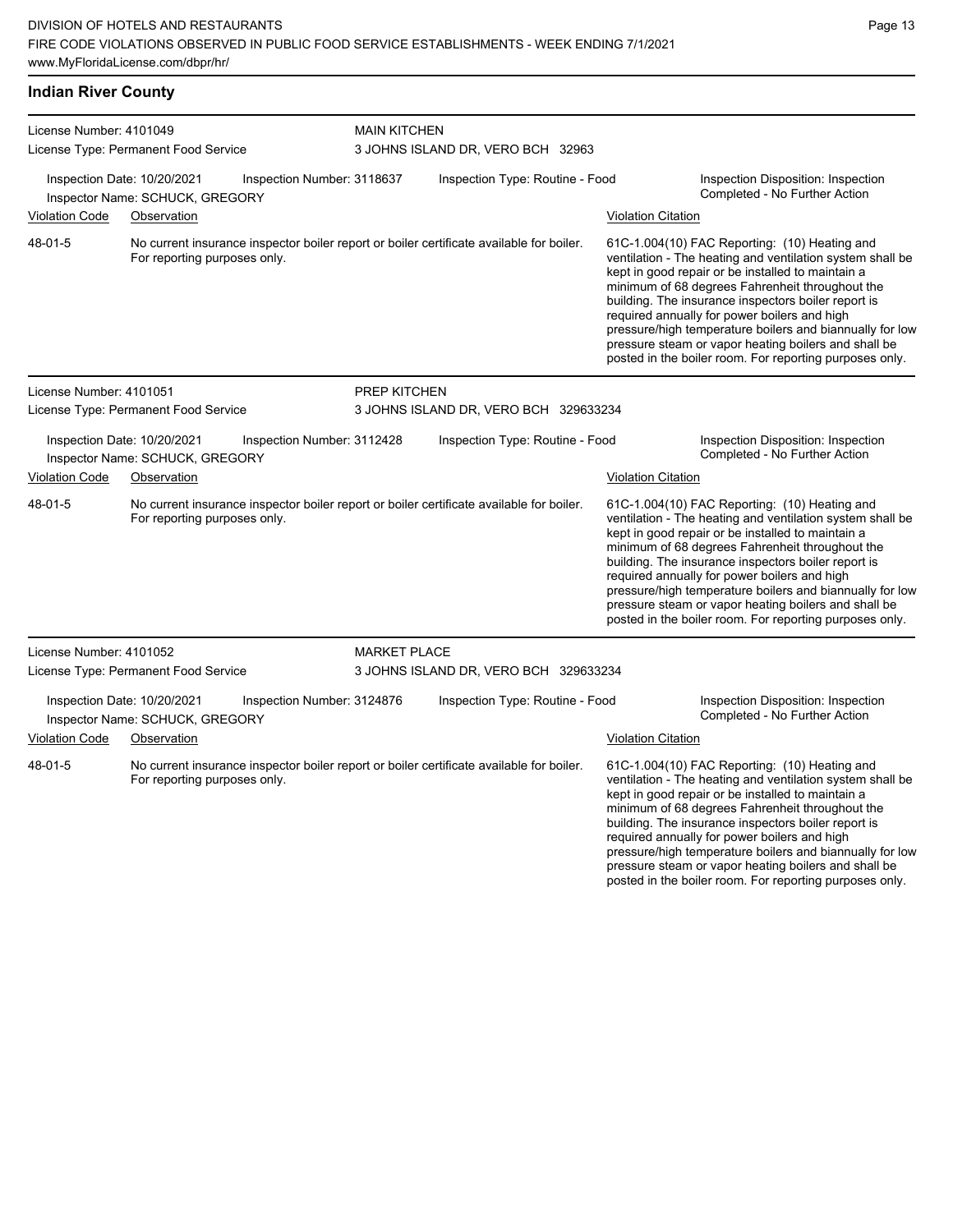## Indian River County

**License Number:** 4101049
**License Type:** Permanent Food Service

**MAIN KITCHEN**
3 JOHNS ISLAND DR, VERO BCH 32963

**Inspection Date:** 10/20/2021
**Inspection Number:** 3118637
**Inspection Type:** Routine - Food
**Inspector Name:** SCHUCK, GREGORY
**Inspection Disposition:** Inspection Completed - No Further Action

| Violation Code | Observation | Violation Citation |
| --- | --- | --- |
| 48-01-5 | No current insurance inspector boiler report or boiler certificate available for boiler. For reporting purposes only. | 61C-1.004(10) FAC Reporting: (10) Heating and ventilation - The heating and ventilation system shall be kept in good repair or be installed to maintain a minimum of 68 degrees Fahrenheit throughout the building. The insurance inspectors boiler report is required annually for power boilers and high pressure/high temperature boilers and biannually for low pressure steam or vapor heating boilers and shall be posted in the boiler room. For reporting purposes only. |

**License Number:** 4101051
**License Type:** Permanent Food Service

**PREP KITCHEN**
3 JOHNS ISLAND DR, VERO BCH 329633234

**Inspection Date:** 10/20/2021
**Inspection Number:** 3112428
**Inspection Type:** Routine - Food
**Inspector Name:** SCHUCK, GREGORY
**Inspection Disposition:** Inspection Completed - No Further Action

| Violation Code | Observation | Violation Citation |
| --- | --- | --- |
| 48-01-5 | No current insurance inspector boiler report or boiler certificate available for boiler. For reporting purposes only. | 61C-1.004(10) FAC Reporting: (10) Heating and ventilation - The heating and ventilation system shall be kept in good repair or be installed to maintain a minimum of 68 degrees Fahrenheit throughout the building. The insurance inspectors boiler report is required annually for power boilers and high pressure/high temperature boilers and biannually for low pressure steam or vapor heating boilers and shall be posted in the boiler room. For reporting purposes only. |

**License Number:** 4101052
**License Type:** Permanent Food Service

**MARKET PLACE**
3 JOHNS ISLAND DR, VERO BCH 329633234

**Inspection Date:** 10/20/2021
**Inspection Number:** 3124876
**Inspection Type:** Routine - Food
**Inspector Name:** SCHUCK, GREGORY
**Inspection Disposition:** Inspection Completed - No Further Action

| Violation Code | Observation | Violation Citation |
| --- | --- | --- |
| 48-01-5 | No current insurance inspector boiler report or boiler certificate available for boiler. For reporting purposes only. | 61C-1.004(10) FAC Reporting: (10) Heating and ventilation - The heating and ventilation system shall be kept in good repair or be installed to maintain a minimum of 68 degrees Fahrenheit throughout the building. The insurance inspectors boiler report is required annually for power boilers and high pressure/high temperature boilers and biannually for low pressure steam or vapor heating boilers and shall be posted in the boiler room. For reporting purposes only. |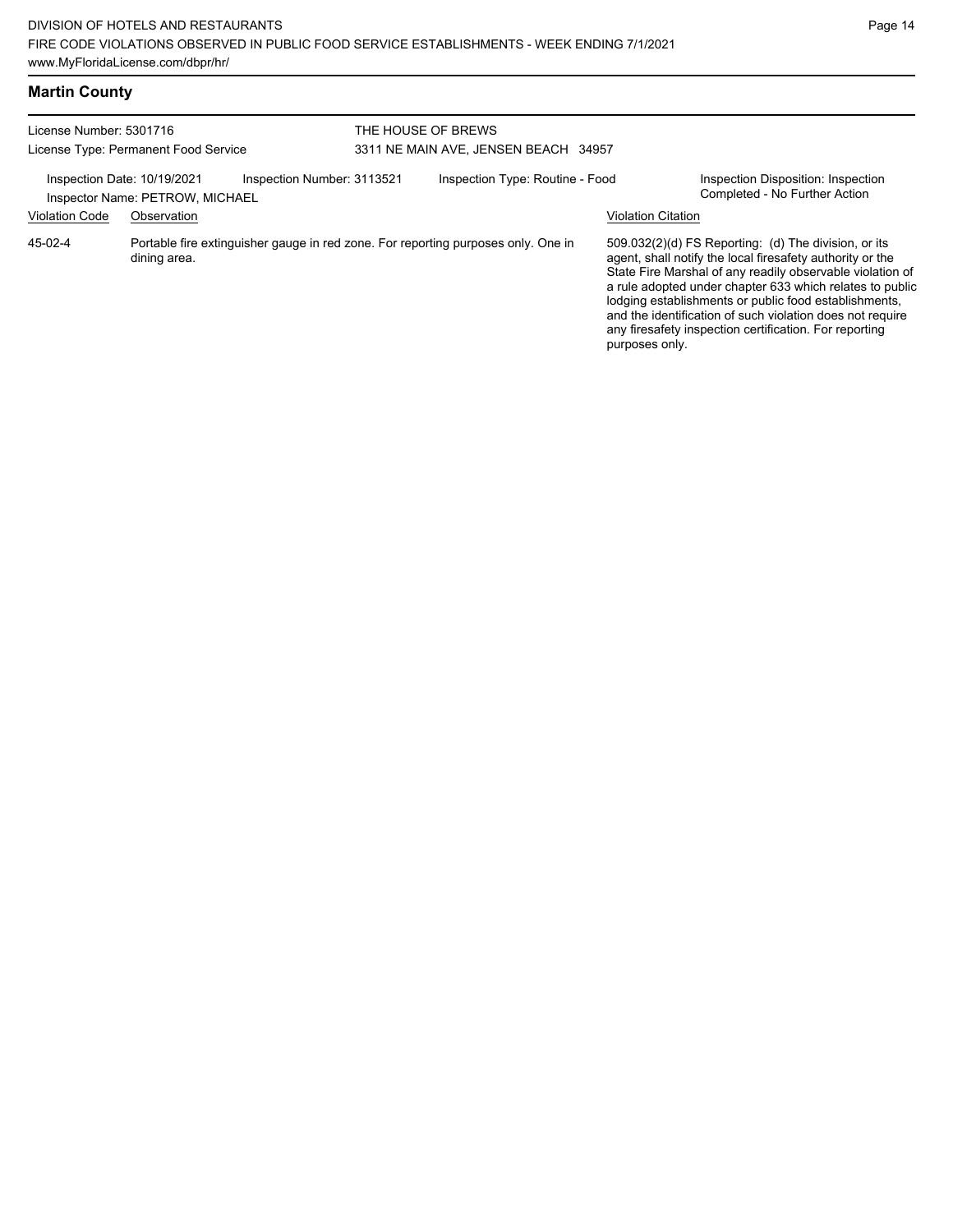## Martin County

License Number: 5301716
License Type: Permanent Food Service

THE HOUSE OF BREWS
3311 NE MAIN AVE, JENSEN BEACH 34957

Inspection Date: 10/19/2021
Inspector Name: PETROW, MICHAEL
Inspection Number: 3113521
Inspection Type: Routine - Food
Inspection Disposition: Inspection Completed - No Further Action

| Violation Code | Observation | Violation Citation |
| --- | --- | --- |
| 45-02-4 | Portable fire extinguisher gauge in red zone. For reporting purposes only. One in dining area. | 509.032(2)(d) FS Reporting: (d) The division, or its agent, shall notify the local firesafety authority or the State Fire Marshal of any readily observable violation of a rule adopted under chapter 633 which relates to public lodging establishments or public food establishments, and the identification of such violation does not require any firesafety inspection certification. For reporting purposes only. |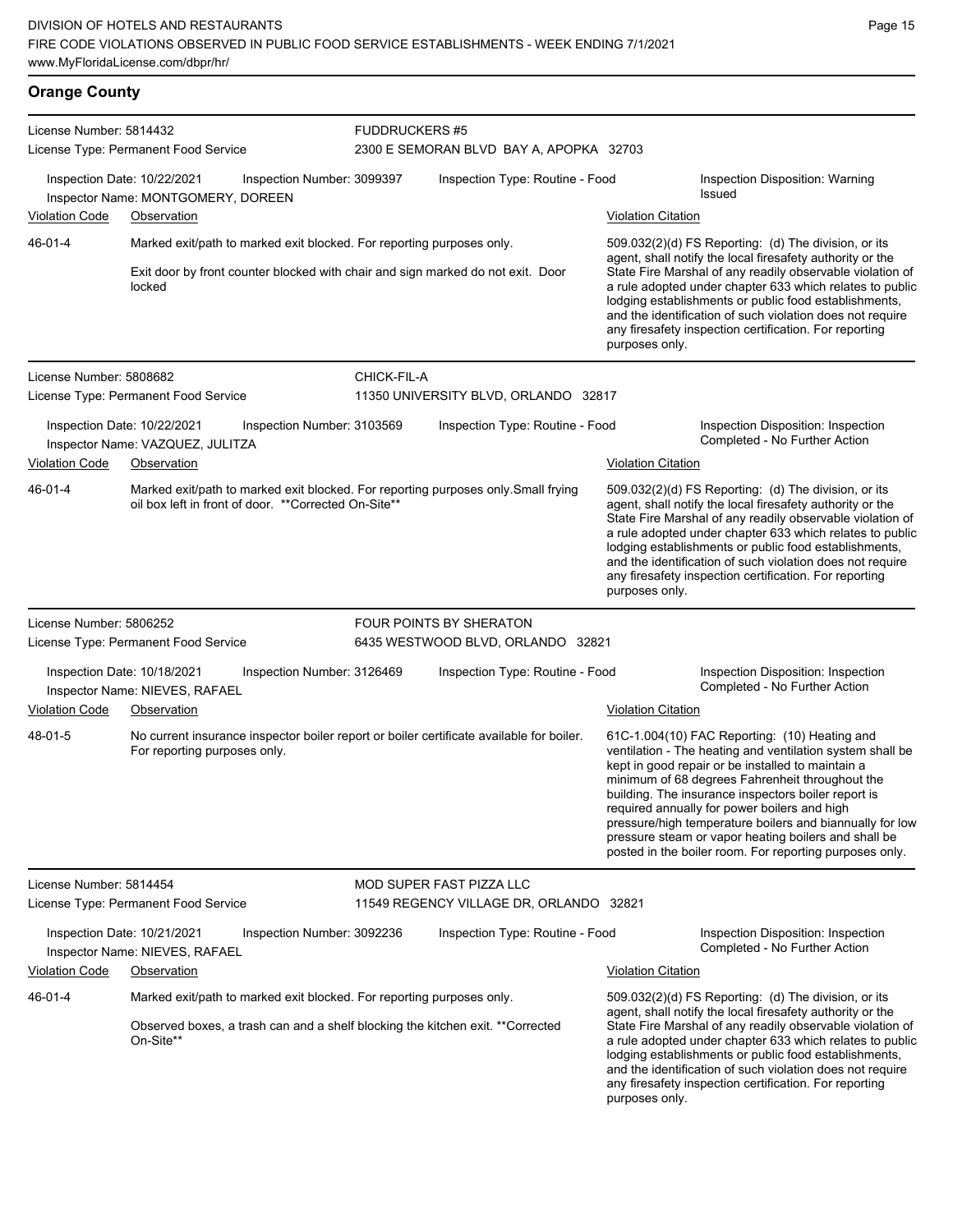## Orange County

**License Number:** 5814432
**License Type:** Permanent Food Service

**FUDDRUCKERS #5**
2300 E SEMORAN BLVD BAY A, APOPKA 32703

Inspection Date: 10/22/2021 | Inspection Number: 3099397 | Inspection Type: Routine - Food | Inspection Disposition: Warning Issued

Inspector Name: MONTGOMERY, DOREEN

| Violation Code | Observation | Violation Citation |
|---|---|---|
| 46-01-4 | Marked exit/path to marked exit blocked. For reporting purposes only. Exit door by front counter blocked with chair and sign marked do not exit. Door locked | 509.032(2)(d) FS Reporting: (d) The division, or its agent, shall notify the local firesafety authority or the State Fire Marshal of any readily observable violation of a rule adopted under chapter 633 which relates to public lodging establishments or public food establishments, and the identification of such violation does not require any firesafety inspection certification. For reporting purposes only. |

---

**License Number:** 5808682
**License Type:** Permanent Food Service

**CHICK-FIL-A**
11350 UNIVERSITY BLVD, ORLANDO 32817

Inspection Date: 10/22/2021 | Inspection Number: 3103569 | Inspection Type: Routine - Food | Inspection Disposition: Inspection Completed - No Further Action

Inspector Name: VAZQUEZ, JULITZA

| Violation Code | Observation | Violation Citation |
|---|---|---|
| 46-01-4 | Marked exit/path to marked exit blocked. For reporting purposes only.Small frying oil box left in front of door. **Corrected On-Site** | 509.032(2)(d) FS Reporting: (d) The division, or its agent, shall notify the local firesafety authority or the State Fire Marshal of any readily observable violation of a rule adopted under chapter 633 which relates to public lodging establishments or public food establishments, and the identification of such violation does not require any firesafety inspection certification. For reporting purposes only. |

---

**License Number:** 5806252
**License Type:** Permanent Food Service

**FOUR POINTS BY SHERATON**
6435 WESTWOOD BLVD, ORLANDO 32821

Inspection Date: 10/18/2021 | Inspection Number: 3126469 | Inspection Type: Routine - Food | Inspection Disposition: Inspection Completed - No Further Action

Inspector Name: NIEVES, RAFAEL

| Violation Code | Observation | Violation Citation |
|---|---|---|
| 48-01-5 | No current insurance inspector boiler report or boiler certificate available for boiler. For reporting purposes only. | 61C-1.004(10) FAC Reporting: (10) Heating and ventilation - The heating and ventilation system shall be kept in good repair or be installed to maintain a minimum of 68 degrees Fahrenheit throughout the building. The insurance inspectors boiler report is required annually for power boilers and high pressure/high temperature boilers and biannually for low pressure steam or vapor heating boilers and shall be posted in the boiler room. For reporting purposes only. |

---

**License Number:** 5814454
**License Type:** Permanent Food Service

**MOD SUPER FAST PIZZA LLC**
11549 REGENCY VILLAGE DR, ORLANDO 32821

Inspection Date: 10/21/2021 | Inspection Number: 3092236 | Inspection Type: Routine - Food | Inspection Disposition: Inspection Completed - No Further Action

Inspector Name: NIEVES, RAFAEL

| Violation Code | Observation | Violation Citation |
|---|---|---|
| 46-01-4 | Marked exit/path to marked exit blocked. For reporting purposes only. Observed boxes, a trash can and a shelf blocking the kitchen exit. **Corrected On-Site** | 509.032(2)(d) FS Reporting: (d) The division, or its agent, shall notify the local firesafety authority or the State Fire Marshal of any readily observable violation of a rule adopted under chapter 633 which relates to public lodging establishments or public food establishments, and the identification of such violation does not require any firesafety inspection certification. For reporting purposes only. |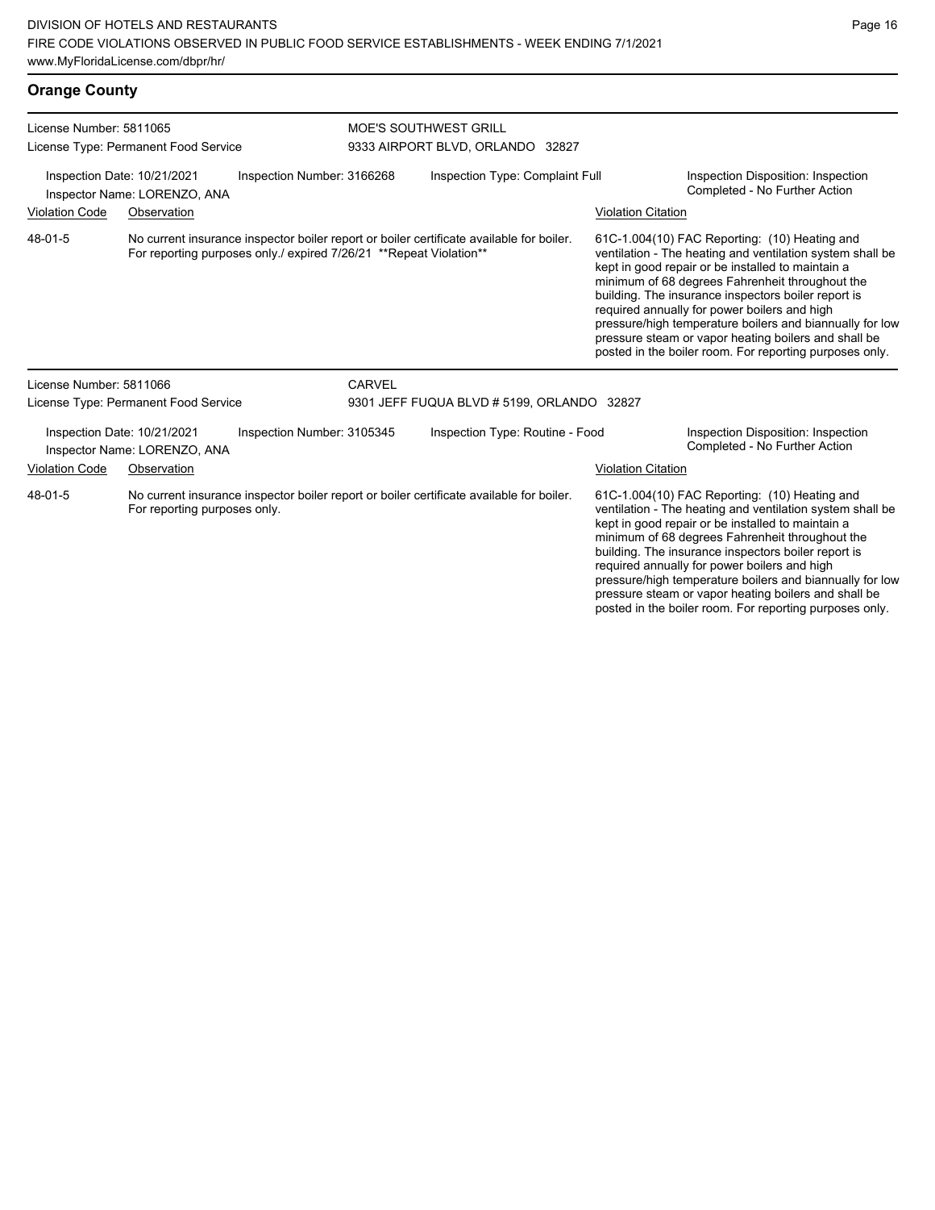## Orange County

License Number: 5811065
License Type: Permanent Food Service

MOE'S SOUTHWEST GRILL
9333 AIRPORT BLVD, ORLANDO 32827

Inspection Date: 10/21/2021
Inspector Name: LORENZO, ANA
Inspection Number: 3166268
Inspection Type: Complaint Full
Inspection Disposition: Inspection Completed - No Further Action

| Violation Code | Observation | Violation Citation |
| --- | --- | --- |
| 48-01-5 | No current insurance inspector boiler report or boiler certificate available for boiler. For reporting purposes only./ expired 7/26/21 **Repeat Violation** | 61C-1.004(10) FAC Reporting: (10) Heating and ventilation - The heating and ventilation system shall be kept in good repair or be installed to maintain a minimum of 68 degrees Fahrenheit throughout the building. The insurance inspectors boiler report is required annually for power boilers and high pressure/high temperature boilers and biannually for low pressure steam or vapor heating boilers and shall be posted in the boiler room. For reporting purposes only. |

License Number: 5811066
License Type: Permanent Food Service

CARVEL
9301 JEFF FUQUA BLVD # 5199, ORLANDO 32827

Inspection Date: 10/21/2021
Inspector Name: LORENZO, ANA
Inspection Number: 3105345
Inspection Type: Routine - Food
Inspection Disposition: Inspection Completed - No Further Action

| Violation Code | Observation | Violation Citation |
| --- | --- | --- |
| 48-01-5 | No current insurance inspector boiler report or boiler certificate available for boiler. For reporting purposes only. | 61C-1.004(10) FAC Reporting: (10) Heating and ventilation - The heating and ventilation system shall be kept in good repair or be installed to maintain a minimum of 68 degrees Fahrenheit throughout the building. The insurance inspectors boiler report is required annually for power boilers and high pressure/high temperature boilers and biannually for low pressure steam or vapor heating boilers and shall be posted in the boiler room. For reporting purposes only. |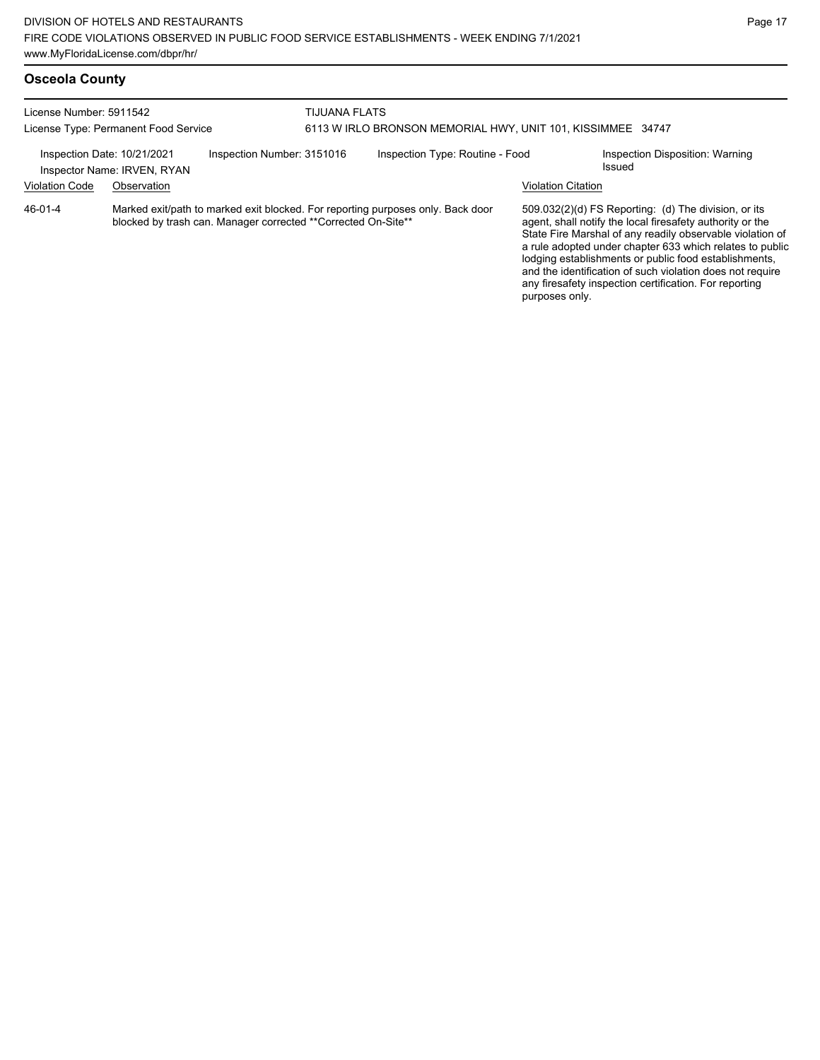## Osceola County

License Number: 5911542
License Type: Permanent Food Service

TIJUANA FLATS
6113 W IRLO BRONSON MEMORIAL HWY, UNIT 101, KISSIMMEE 34747

Inspection Date: 10/21/2021
Inspector Name: IRVEN, RYAN

Inspection Number: 3151016

Inspection Type: Routine - Food

Inspection Disposition: Warning Issued

| Violation Code | Observation | Violation Citation |
|---|---|---|
| 46-01-4 | Marked exit/path to marked exit blocked. For reporting purposes only. Back door blocked by trash can. Manager corrected **Corrected On-Site** | 509.032(2)(d) FS Reporting: (d) The division, or its agent, shall notify the local firesafety authority or the State Fire Marshal of any readily observable violation of a rule adopted under chapter 633 which relates to public lodging establishments or public food establishments, and the identification of such violation does not require any firesafety inspection certification. For reporting purposes only. |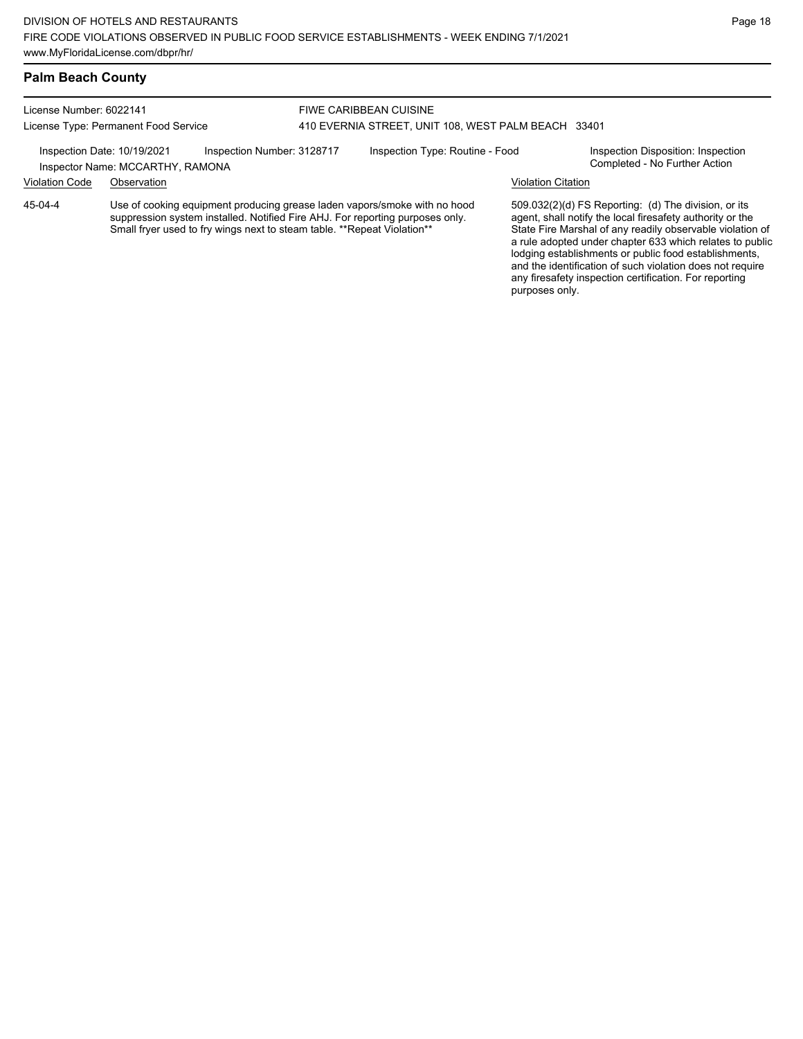## Palm Beach County

License Number: 6022141
License Type: Permanent Food Service

FIWE CARIBBEAN CUISINE
410 EVERNIA STREET, UNIT 108, WEST PALM BEACH 33401

Inspection Date: 10/19/2021
Inspector Name: MCCARTHY, RAMONA
Inspection Number: 3128717
Inspection Type: Routine - Food
Inspection Disposition: Inspection Completed - No Further Action

| Violation Code | Observation | Violation Citation |
| --- | --- | --- |
| 45-04-4 | Use of cooking equipment producing grease laden vapors/smoke with no hood suppression system installed. Notified Fire AHJ. For reporting purposes only. Small fryer used to fry wings next to steam table. **Repeat Violation** | 509.032(2)(d) FS Reporting: (d) The division, or its agent, shall notify the local firesafety authority or the State Fire Marshal of any readily observable violation of a rule adopted under chapter 633 which relates to public lodging establishments or public food establishments, and the identification of such violation does not require any firesafety inspection certification. For reporting purposes only. |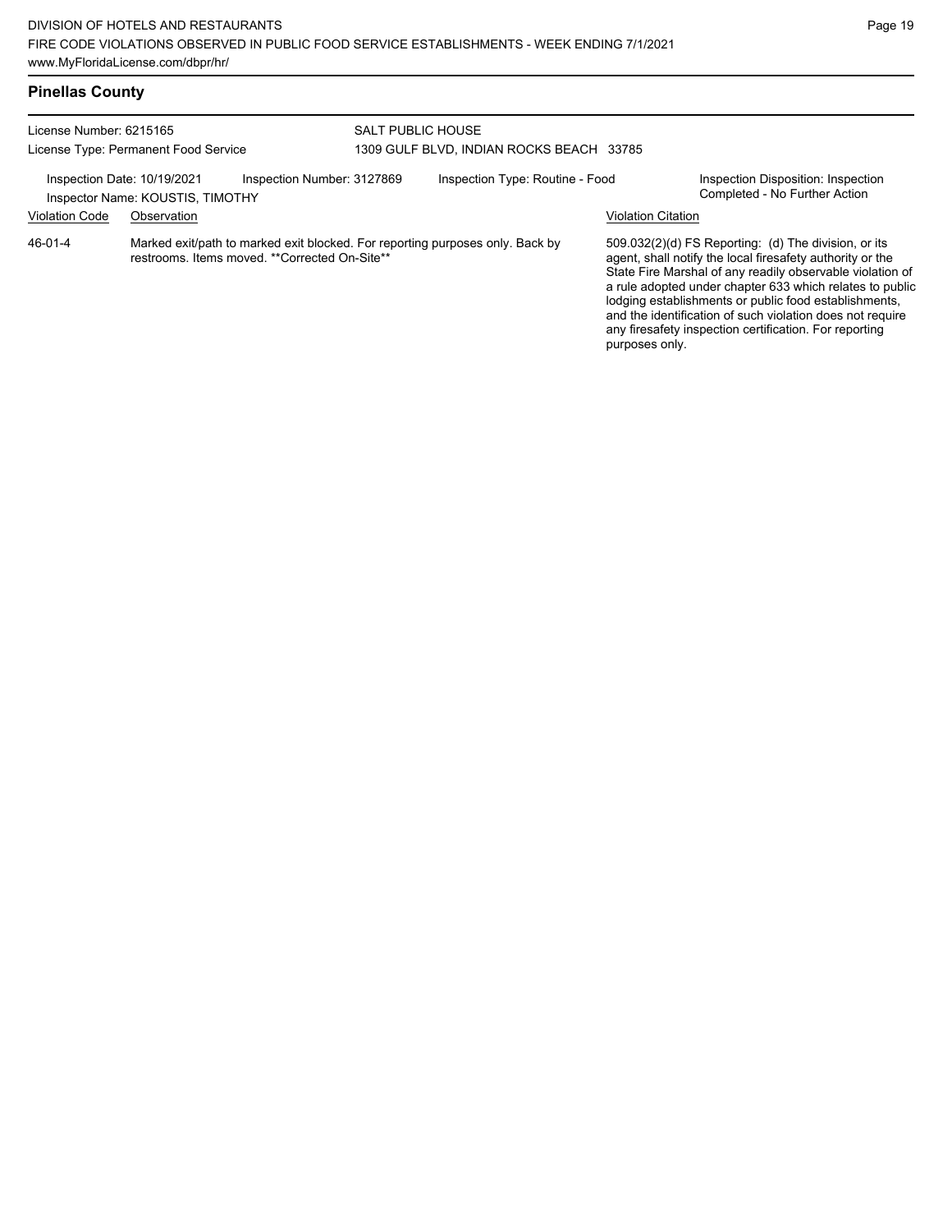## Pinellas County

License Number: 6215165
License Type: Permanent Food Service

SALT PUBLIC HOUSE
1309 GULF BLVD, INDIAN ROCKS BEACH 33785

Inspection Date: 10/19/2021
Inspection Number: 3127869
Inspection Type: Routine - Food
Inspection Disposition: Inspection Completed - No Further Action
Inspector Name: KOUSTIS, TIMOTHY

| Violation Code | Observation | Violation Citation |
| --- | --- | --- |
| 46-01-4 | Marked exit/path to marked exit blocked. For reporting purposes only. Back by restrooms. Items moved. **Corrected On-Site** | 509.032(2)(d) FS Reporting: (d) The division, or its agent, shall notify the local firesafety authority or the State Fire Marshal of any readily observable violation of a rule adopted under chapter 633 which relates to public lodging establishments or public food establishments, and the identification of such violation does not require any firesafety inspection certification. For reporting purposes only. |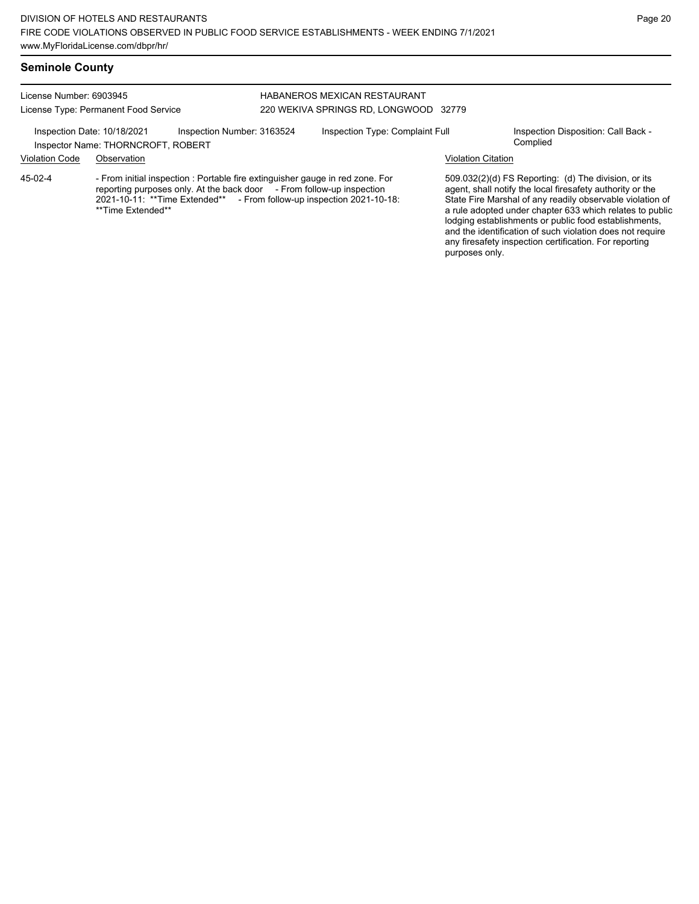## Seminole County

License Number: 6903945
License Type: Permanent Food Service

HABANEROS MEXICAN RESTAURANT
220 WEKIVA SPRINGS RD, LONGWOOD 32779

Inspection Date: 10/18/2021 | Inspection Number: 3163524 | Inspection Type: Complaint Full | Inspection Disposition: Call Back - Complied

Inspector Name: THORNCROFT, ROBERT

| Violation Code | Observation | Violation Citation |
| --- | --- | --- |
| 45-02-4 | - From initial inspection : Portable fire extinguisher gauge in red zone. For reporting purposes only. At the back door - From follow-up inspection 2021-10-11: **Time Extended** - From follow-up inspection 2021-10-18: **Time Extended** | 509.032(2)(d) FS Reporting: (d) The division, or its agent, shall notify the local firesafety authority or the State Fire Marshal of any readily observable violation of a rule adopted under chapter 633 which relates to public lodging establishments or public food establishments, and the identification of such violation does not require any firesafety inspection certification. For reporting purposes only. |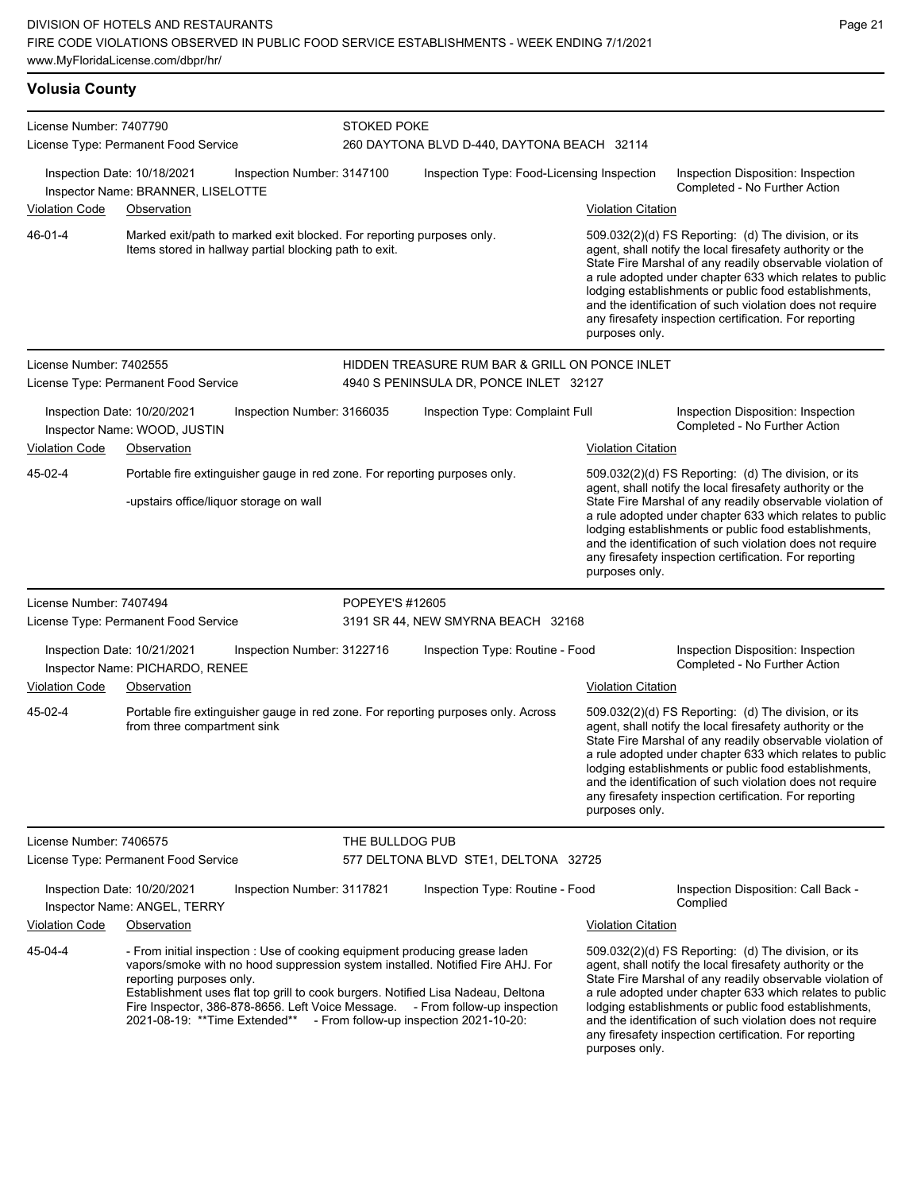## Volusia County

**License Number:** 7407790
**License Type:** Permanent Food Service
**STOKED POKE**
260 DAYTONA BLVD D-440, DAYTONA BEACH 32114

Inspection Date: 10/18/2021 | Inspection Number: 3147100 | Inspection Type: Food-Licensing Inspection | Inspection Disposition: Inspection Completed - No Further Action
Inspector Name: BRANNER, LISELOTTE

| Violation Code | Observation | Violation Citation |
|---|---|---|
| 46-01-4 | Marked exit/path to marked exit blocked. For reporting purposes only. Items stored in hallway partial blocking path to exit. | 509.032(2)(d) FS Reporting: (d) The division, or its agent, shall notify the local firesafety authority or the State Fire Marshal of any readily observable violation of a rule adopted under chapter 633 which relates to public lodging establishments or public food establishments, and the identification of such violation does not require any firesafety inspection certification. For reporting purposes only. |

**License Number:** 7402555
**License Type:** Permanent Food Service
**HIDDEN TREASURE RUM BAR & GRILL ON PONCE INLET**
4940 S PENINSULA DR, PONCE INLET 32127

Inspection Date: 10/20/2021 | Inspection Number: 3166035 | Inspection Type: Complaint Full | Inspection Disposition: Inspection Completed - No Further Action
Inspector Name: WOOD, JUSTIN

| Violation Code | Observation | Violation Citation |
|---|---|---|
| 45-02-4 | Portable fire extinguisher gauge in red zone. For reporting purposes only.<br><br>-upstairs office/liquor storage on wall | 509.032(2)(d) FS Reporting: (d) The division, or its agent, shall notify the local firesafety authority or the State Fire Marshal of any readily observable violation of a rule adopted under chapter 633 which relates to public lodging establishments or public food establishments, and the identification of such violation does not require any firesafety inspection certification. For reporting purposes only. |

**License Number:** 7407494
**License Type:** Permanent Food Service
**POPEYE'S #12605**
3191 SR 44, NEW SMYRNA BEACH 32168

Inspection Date: 10/21/2021 | Inspection Number: 3122716 | Inspection Type: Routine - Food | Inspection Disposition: Inspection Completed - No Further Action
Inspector Name: PICHARDO, RENEE

| Violation Code | Observation | Violation Citation |
|---|---|---|
| 45-02-4 | Portable fire extinguisher gauge in red zone. For reporting purposes only. Across from three compartment sink | 509.032(2)(d) FS Reporting: (d) The division, or its agent, shall notify the local firesafety authority or the State Fire Marshal of any readily observable violation of a rule adopted under chapter 633 which relates to public lodging establishments or public food establishments, and the identification of such violation does not require any firesafety inspection certification. For reporting purposes only. |

**License Number:** 7406575
**License Type:** Permanent Food Service
**THE BULLDOG PUB**
577 DELTONA BLVD STE1, DELTONA 32725

Inspection Date: 10/20/2021 | Inspection Number: 3117821 | Inspection Type: Routine - Food | Inspection Disposition: Call Back - Complied
Inspector Name: ANGEL, TERRY

| Violation Code | Observation | Violation Citation |
|---|---|---|
| 45-04-4 | - From initial inspection : Use of cooking equipment producing grease laden vapors/smoke with no hood suppression system installed. Notified Fire AHJ. For reporting purposes only.<br>Establishment uses flat top grill to cook burgers. Notified Lisa Nadeau, Deltona Fire Inspector, 386-878-8656. Left Voice Message. - From follow-up inspection 2021-08-19: **Time Extended** - From follow-up inspection 2021-10-20: | 509.032(2)(d) FS Reporting: (d) The division, or its agent, shall notify the local firesafety authority or the State Fire Marshal of any readily observable violation of a rule adopted under chapter 633 which relates to public lodging establishments or public food establishments, and the identification of such violation does not require any firesafety inspection certification. For reporting purposes only. |